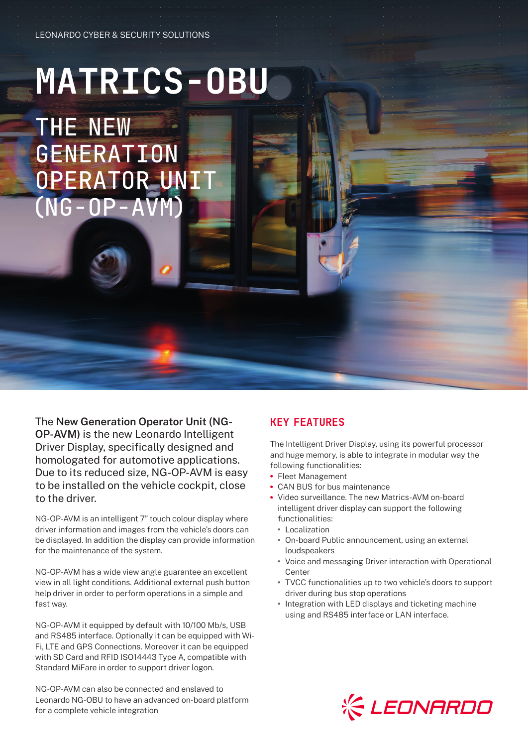LEONARDO CYBER & SECURITY SOLUTIONS

# MATRICS-OBU

## THE NEW GENERATION OPERATOR UNIT (NG-OP-AVM)

The **New Generation Operator Unit (NG-OP-AVM)** is the new Leonardo Intelligent Driver Display, specifically designed and homologated for automotive applications. Due to its reduced size, NG-OP-AVM is easy to be installed on the vehicle cockpit, close to the driver.

NG-OP-AVM is an intelligent 7" touch colour display where driver information and images from the vehicle's doors can be displayed. In addition the display can provide information for the maintenance of the system.

NG-OP-AVM has a wide view angle guarantee an excellent view in all light conditions. Additional external push button help driver in order to perform operations in a simple and fast way.

NG-OP-AVM it equipped by default with 10/100 Mb/s, USB and RS485 interface. Optionally it can be equipped with Wi-Fi, LTE and GPS Connections. Moreover it can be equipped with SD Card and RFID ISO14443 Type A, compatible with Standard MiFare in order to support driver logon.

NG-OP-AVM can also be connected and enslaved to Leonardo NG-OBU to have an advanced on-board platform for a complete vehicle integration

### KEY FEATURES

The Intelligent Driver Display, using its powerful processor and huge memory, is able to integrate in modular way the following functionalities:

- Fleet Management
- CAN BUS for bus maintenance
- Video surveillance. The new Matrics-AVM on-board intelligent driver display can support the following functionalities:
  - Localization
  - On-board Public announcement, using an external loudspeakers
  - Voice and messaging Driver interaction with Operational Center
  - TVCC functionalities up to two vehicle's doors to support driver during bus stop operations
  - Integration with LED displays and ticketing machine using and RS485 interface or LAN interface.

LEONARDO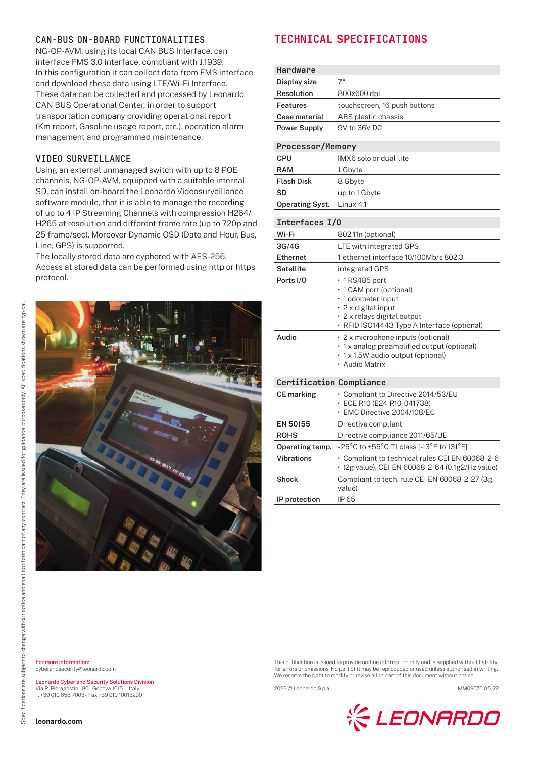## CAN-BUS ON-BOARD FUNCTIONALITIES

NG-OP-AVM, using its local CAN BUS Interface, can interface FMS 3.0 interface, compliant with J.1939. In this configuration it can collect data from FMS interface and download these data using LTE/Wi-Fi Interface. These data can be collected and processed by Leonardo CAN BUS Operational Center, in order to support transportation company providing operational report (Km report, Gasoline usage report, etc.), operation alarm management and programmed maintenance.

## VIDEO SURVEILLANCE

Using an external unmanaged switch with up to 8 POE channels, NG-OP-AVM, equipped with a suitable internal SD, can install on-board the Leonardo Videosurveillance software module, that it is able to manage the recording of up to 4 IP Streaming Channels with compression H264/ H265 at resolution and different frame rate (up to 720p and 25 frame/sec). Moreover Dynamic OSD (Date and Hour, Bus, Line, GPS) is supported.

The locally stored data are cyphered with AES-256. Access at stored data can be performed using http or https protocol.

# TECHNICAL SPECIFICATIONS

| Hardware | |
|---|---|
| Display size | 7“ |
| Resolution | 800x600 dpi |
| Features | touchscreen, 16 push buttons |
| Case material | ABS plastic chassis |
| Power Supply | 9V to 36V DC |

| Processor/Memory | |
|---|---|
| CPU | IMX6 solo or dual-lite |
| RAM | 1 Gbyte |
| Flash Disk | 8 Gbyte |
| SD | up to 1 Gbyte |
| Operating Syst. | Linux 4.1 |

| Interfaces I/O | |
|---|---|
| Wi-Fi | 802.11n (optional) |
| 3G/4G | LTE with integrated GPS |
| Ethernet | 1 ethernet interface 10/100Mb/s 802.3 |
| Satellite | integrated GPS |
| Ports I/O | • 1 RS485 port<br>• 1 CAM port (optional)<br>• 1 odometer input<br>• 2 x digital input<br>• 2 x relays digital output<br>• RFID ISO14443 Type A Interface (optional) |
| Audio | • 2 x microphone inputs (optional)<br>• 1 x analog preamplified output (optional)<br>• 1 x 1,5W audio output (optional)<br>• Audio Matrix |

| Certification Compliance | |
|---|---|
| CE marking | • Compliant to Directive 2014/53/EU<br>• ECE R10 (E24 R10-041738)<br>• EMC Directive 2004/108/EC |
| EN 50155 | Directive compliant |
| ROHS | Directive compliance 2011/65/UE |
| Operating temp. | -25°C to +55°C T1 class [-13°F to 131°F] |
| Vibrations | • Compliant to technical rules CEI EN 60068-2-6<br>• (2g value), CEI EN 60068-2-64 (0.1g2/Hz value) |
| Shock | Compliant to tech. rule CEI EN 60068-2-27 (3g value) |
| IP protection | IP 65 |

Specifications are subject to change without notice and shall not form part of any contract. They are issued for guidance purposes only. All specifications shown are typical.

**For more information:**
cyberandsecurity@leonardo.com

**Leonardo Cyber and Security Solutions Division**
Via R. Pieragostini, 80 - Genova 16151 - Italy
T. +39 010 658 7003 - Fax +39 010 10013290

**leonardo.com**

This publication is issued to provide outline information only and is supplied without liability for errors or omissions. No part of it may be reproduced or used unless authorised in writing. We reserve the right to modify or revise all or part of this document without notice.

2022 © Leonardo S.p.a.

MM09070 05-22

LEONARDO